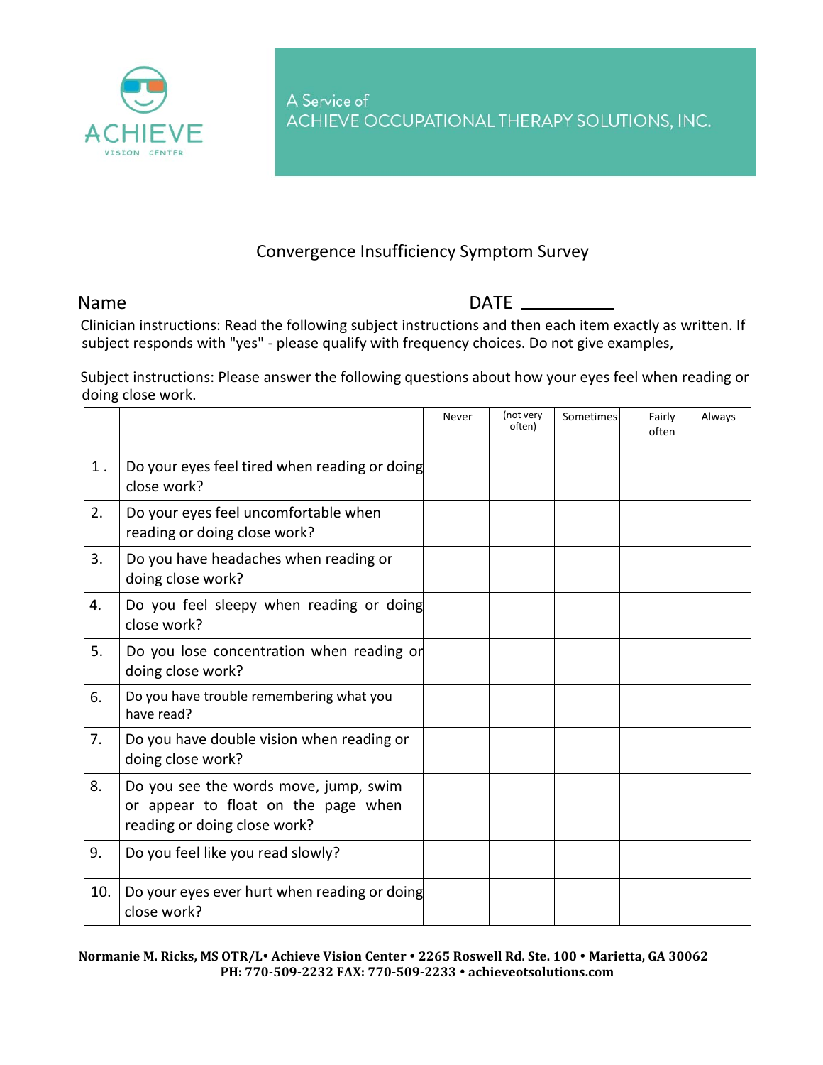ACHIEVE
VISION CENTER

A Service of
ACHIEVE OCCUPATIONAL THERAPY SOLUTIONS, INC.

## Convergence Insufficiency Symptom Survey

Name ______________________________ DATE __________

Clinician instructions: Read the following subject instructions and then each item exactly as written. If subject responds with "yes" - please qualify with frequency choices. Do not give examples,

Subject instructions: Please answer the following questions about how your eyes feel when reading or doing close work.

| | | Never | (not very often) | Sometimes | Fairly often | Always |
|---|---|---|---|---|---|---|
| 1. | Do your eyes feel tired when reading or doing close work? | | | | | |
| 2. | Do your eyes feel uncomfortable when reading or doing close work? | | | | | |
| 3. | Do you have headaches when reading or doing close work? | | | | | |
| 4. | Do you feel sleepy when reading or doing close work? | | | | | |
| 5. | Do you lose concentration when reading or doing close work? | | | | | |
| 6. | Do you have trouble remembering what you have read? | | | | | |
| 7. | Do you have double vision when reading or doing close work? | | | | | |
| 8. | Do you see the words move, jump, swim or appear to float on the page when reading or doing close work? | | | | | |
| 9. | Do you feel like you read slowly? | | | | | |
| 10. | Do your eyes ever hurt when reading or doing close work? | | | | | |

**Normanie M. Ricks, MS OTR/L• Achieve Vision Center • 2265 Roswell Rd. Ste. 100 • Marietta, GA 30062**
**PH: 770-509-2232 FAX: 770-509-2233 • achieveotsolutions.com**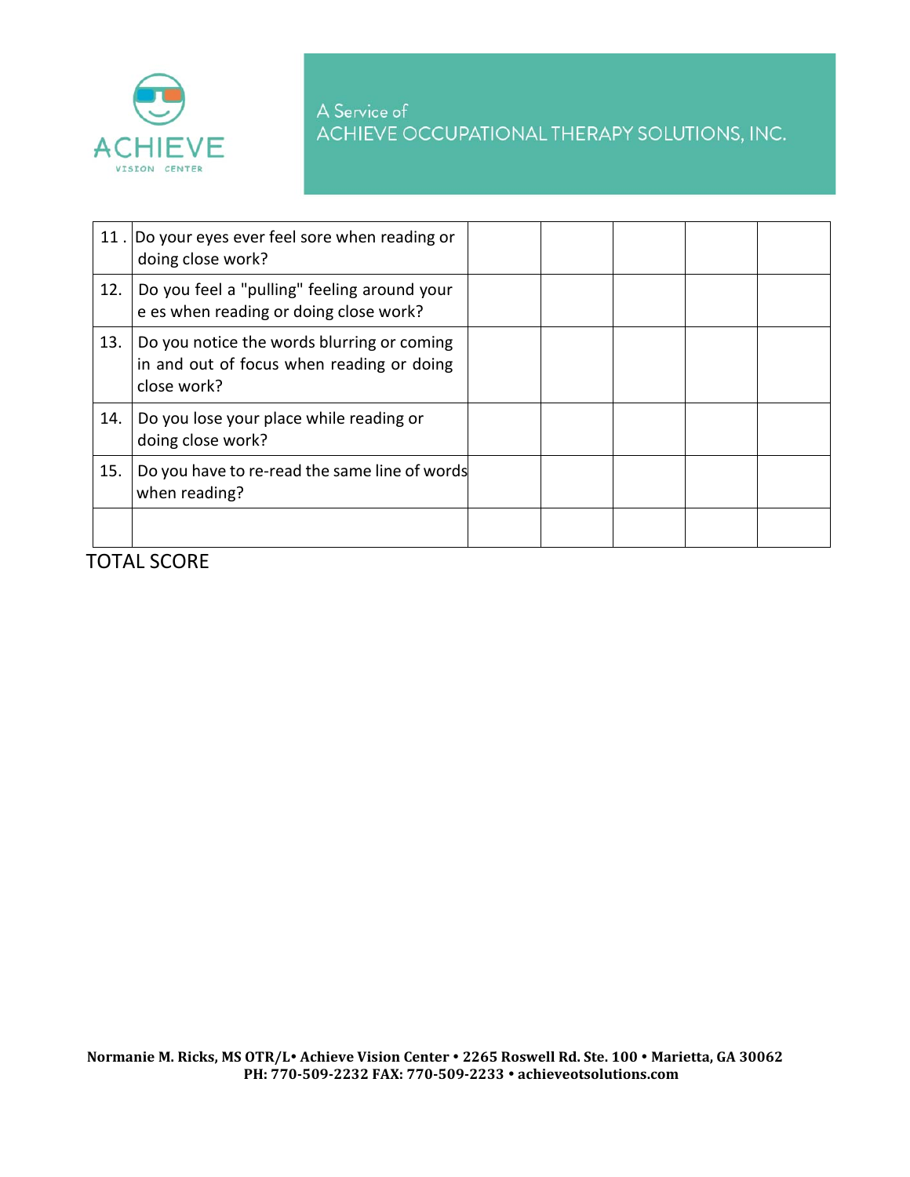A Service of
ACHIEVE OCCUPATIONAL THERAPY SOLUTIONS, INC.

| | | | | | | |
|---|---|---|---|---|---|---|
| 11 . | Do your eyes ever feel sore when reading or doing close work? | | | | | |
| 12. | Do you feel a "pulling" feeling around your e es when reading or doing close work? | | | | | |
| 13. | Do you notice the words blurring or coming in and out of focus when reading or doing close work? | | | | | |
| 14. | Do you lose your place while reading or doing close work? | | | | | |
| 15. | Do you have to re-read the same line of words when reading? | | | | | |
| | | | | | | |

TOTAL SCORE

**Normanie M. Ricks, MS OTR/L• Achieve Vision Center • 2265 Roswell Rd. Ste. 100 • Marietta, GA 30062**
**PH: 770-509-2232 FAX: 770-509-2233 • achieveotsolutions.com**